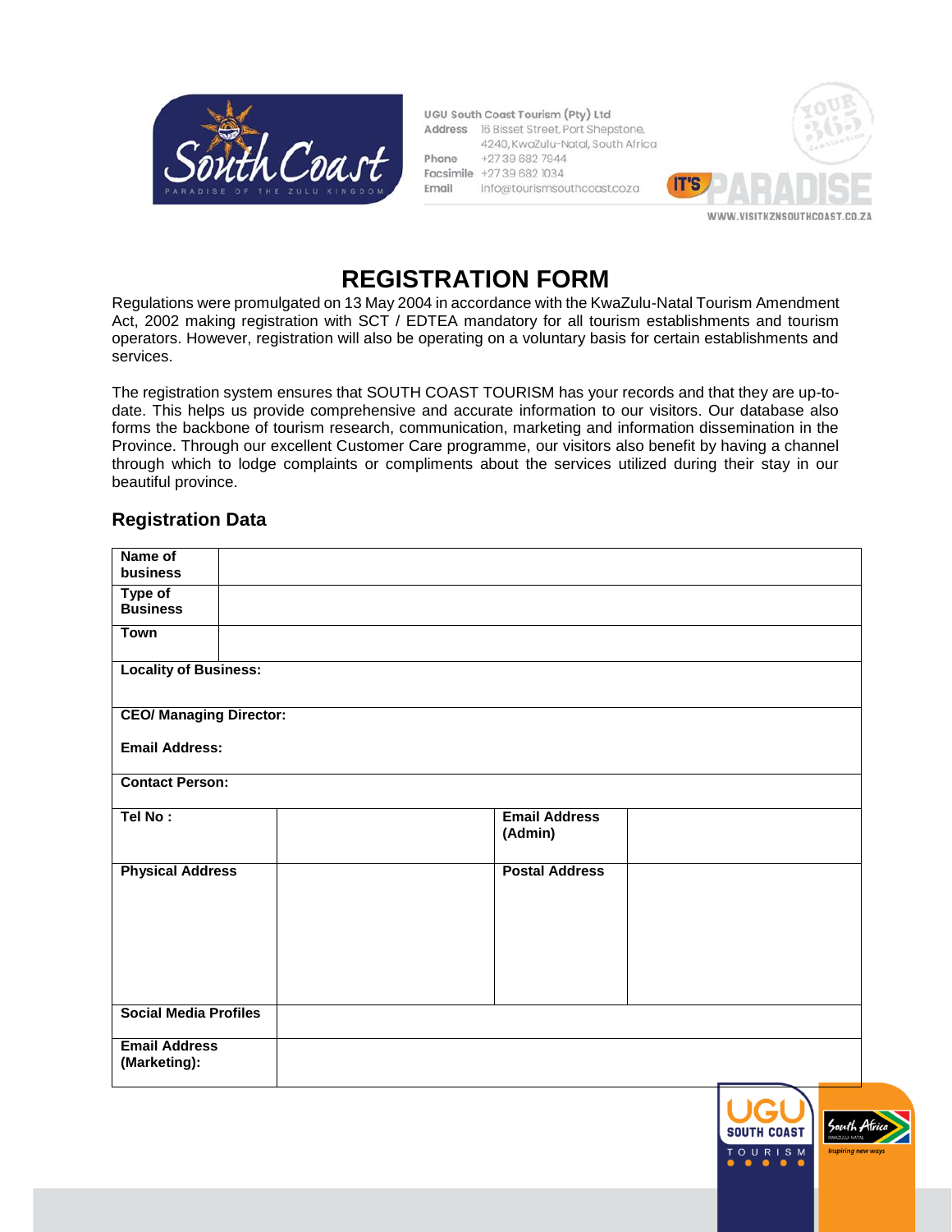UGU South Coast Tourism (Pty) Ltd
Address 16 Bisset Street, Port Shepstone, 4240, KwaZulu-Natal, South Africa
Phone +27 39 682 7944
Facsimile +27 39 682 1034
Email info@tourismsouthcoast.co.za

WWW.VISITKZNSOUTHCOAST.CO.ZA

# REGISTRATION FORM

Regulations were promulgated on 13 May 2004 in accordance with the KwaZulu-Natal Tourism Amendment Act, 2002 making registration with SCT / EDTEA mandatory for all tourism establishments and tourism operators. However, registration will also be operating on a voluntary basis for certain establishments and services.

The registration system ensures that SOUTH COAST TOURISM has your records and that they are up-to-date. This helps us provide comprehensive and accurate information to our visitors. Our database also forms the backbone of tourism research, communication, marketing and information dissemination in the Province. Through our excellent Customer Care programme, our visitors also benefit by having a channel through which to lodge complaints or compliments about the services utilized during their stay in our beautiful province.

## Registration Data

| **Name of business** | | | |
|---|---|---|---|
| **Type of Business** | | | |
| **Town** | | | |
| **Locality of Business:** | | | |
| **CEO/ Managing Director:**<br>**Email Address:** | | | |
| **Contact Person:** | | | |
| **Tel No :** | | **Email Address (Admin)** | |
| **Physical Address** | | **Postal Address** | |
| **Social Media Profiles** | | | |
| **Email Address (Marketing):** | | | |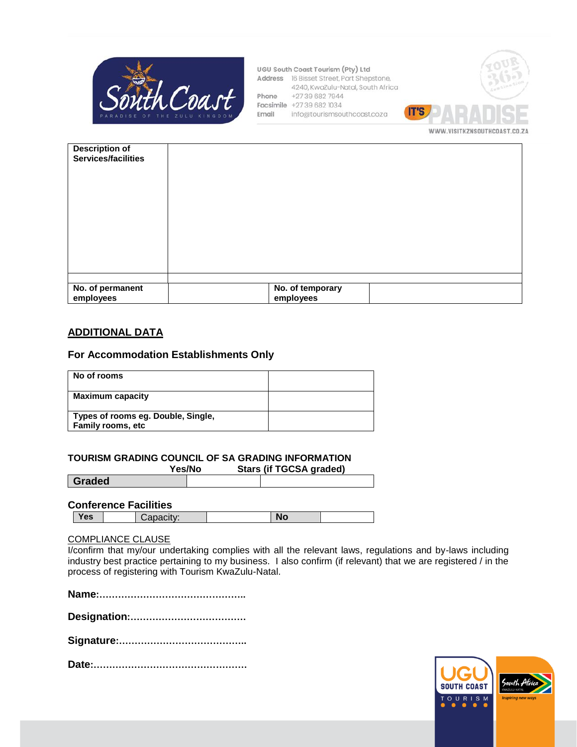UGU South Coast Tourism (Pty) Ltd
Address 16 Bisset Street, Port Shepstone, 4240, KwaZulu-Natal, South Africa
Phone +27 39 682 7944
Facsimile +27 39 682 1034
Email info@tourismsouthcoast.co.za

WWW.VISITKZNSOUTHCOAST.CO.ZA

| **Description of Services/facilities** | | | |
|---|---|---|---|
| | | | |
| **No. of permanent employees** | | **No. of temporary employees** | |

## ADDITIONAL DATA

### For Accommodation Establishments Only

| **No of rooms** | |
|---|---|
| **Maximum capacity** | |
| **Types of rooms eg. Double, Single, Family rooms, etc** | |

**TOURISM GRADING COUNCIL OF SA GRADING INFORMATION**

| | **Yes/No** | **Stars (if TGCSA graded)** |
|---|---|---|
| **Graded** | | |

**Conference Facilities**

| **Yes** | | Capacity: | | **No** | |
|---|---|---|---|---|---|

COMPLIANCE CLAUSE
I/confirm that my/our undertaking complies with all the relevant laws, regulations and by-laws including industry best practice pertaining to my business. I also confirm (if relevant) that we are registered / in the process of registering with Tourism KwaZulu-Natal.

**Name:……………………………………….**

**Designation:……………………………….**

**Signature:………………………………….**

**Date:………………………………………….**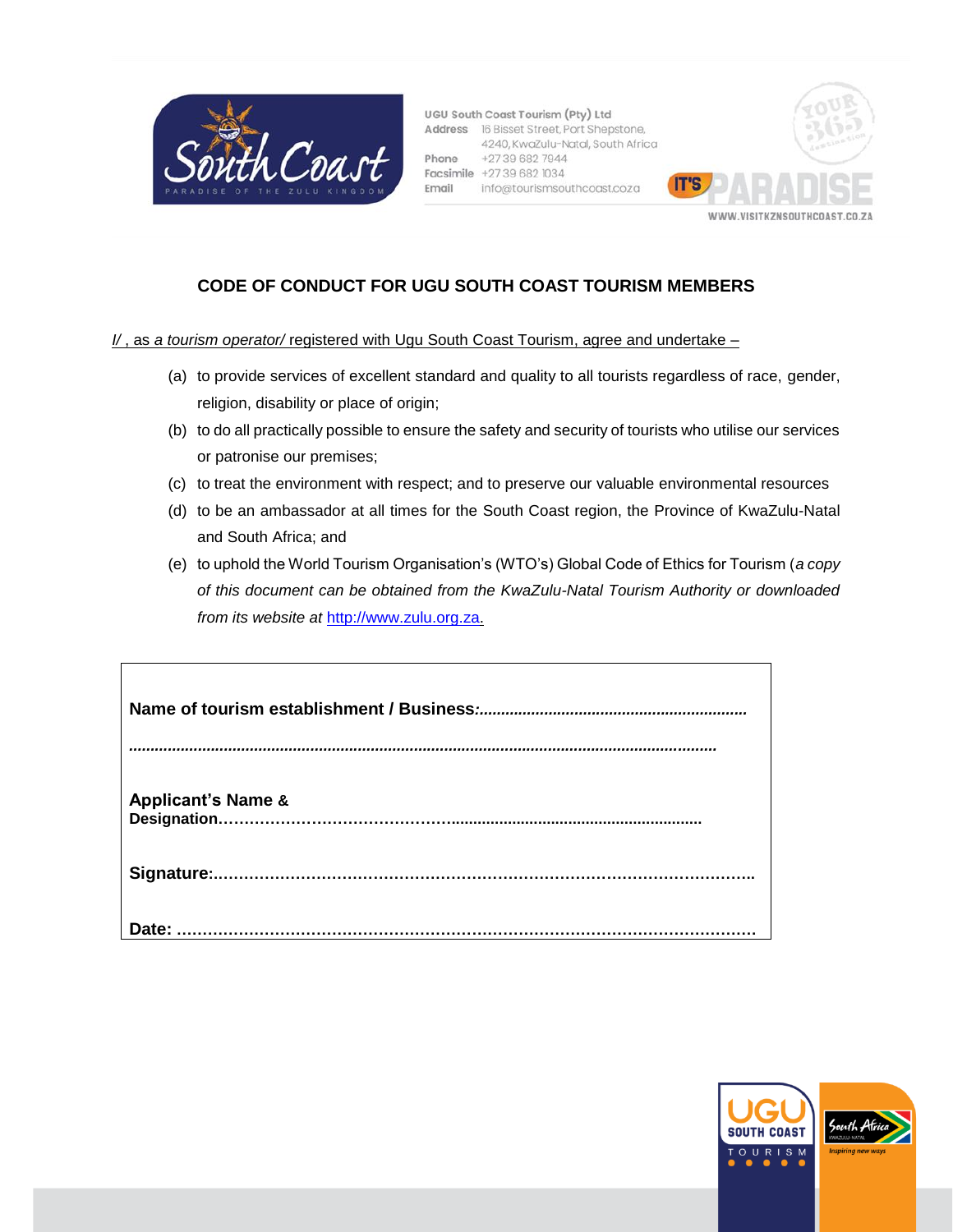UGU South Coast Tourism (Pty) Ltd
Address 16 Bisset Street, Port Shepstone, 4240, KwaZulu-Natal, South Africa
Phone +27 39 682 7944
Facsimile +27 39 682 1034
Email info@tourismsouthcoast.co.za

WWW.VISITKZNSOUTHCOAST.CO.ZA

## CODE OF CONDUCT FOR UGU SOUTH COAST TOURISM MEMBERS

I/ , as *a tourism operator/* registered with Ugu South Coast Tourism, agree and undertake –

(a) to provide services of excellent standard and quality to all tourists regardless of race, gender, religion, disability or place of origin;

(b) to do all practically possible to ensure the safety and security of tourists who utilise our services or patronise our premises;

(c) to treat the environment with respect; and to preserve our valuable environmental resources

(d) to be an ambassador at all times for the South Coast region, the Province of KwaZulu-Natal and South Africa; and

(e) to uphold the World Tourism Organisation's (WTO's) Global Code of Ethics for Tourism (*a copy of this document can be obtained from the KwaZulu-Natal Tourism Authority or downloaded from its website at* http://www.zulu.org.za.

**Name of tourism establishment / Business:**.............................................................

.....................................................................................................................................

**Applicant's Name & Designation**………………………………….........................................................

**Signature:**………………………………………………………………………………………..

**Date:** …………………………………………………………………………………………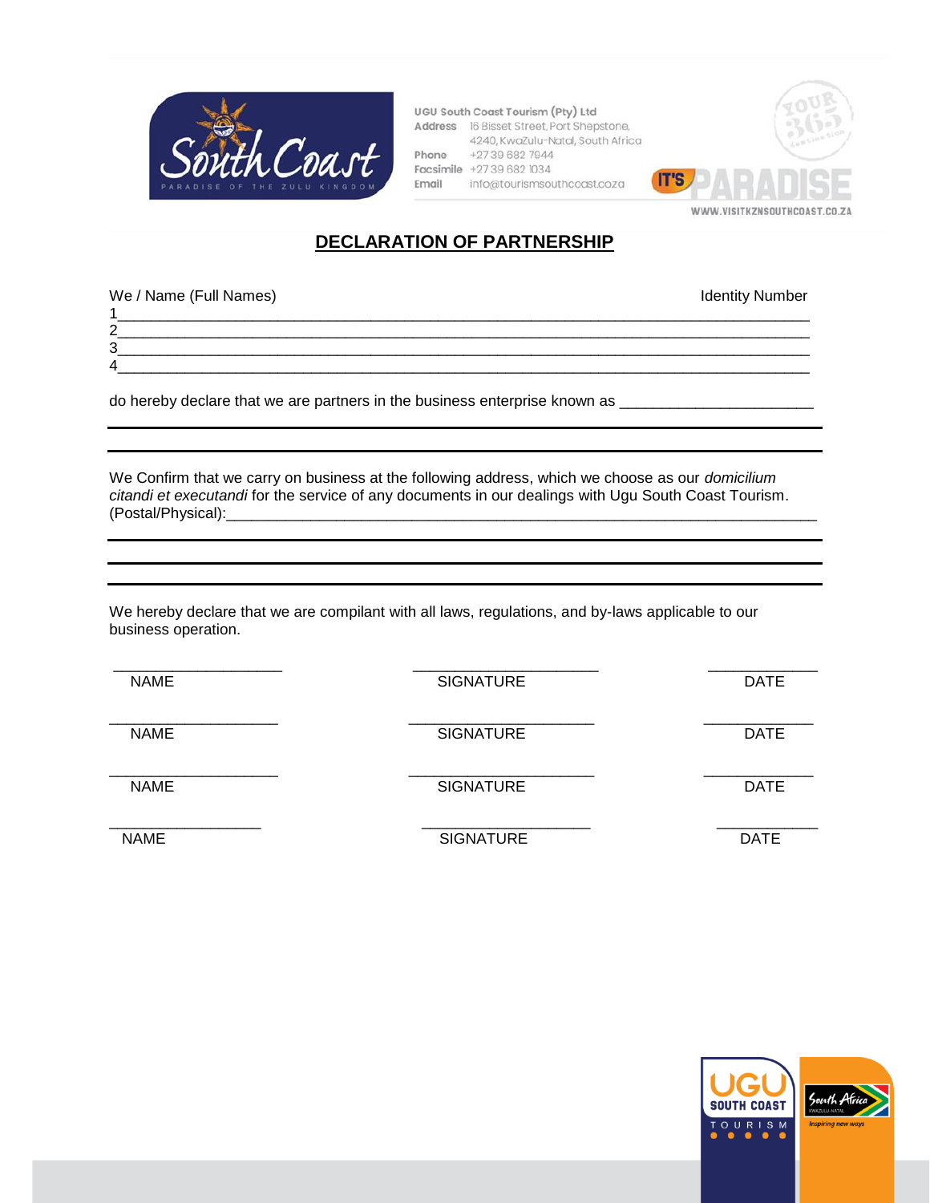UGU South Coast Tourism (Pty) Ltd
Address 16 Bisset Street, Port Shepstone, 4240, KwaZulu-Natal, South Africa
Phone +27 39 682 7944
Facsimile +27 39 682 1034
Email info@tourismsouthcoast.co.za

WWW.VISITKZNSOUTHCOAST.CO.ZA

## DECLARATION OF PARTNERSHIP

We / Name (Full Names) Identity Number

1_______________________________________________________________________________

2_______________________________________________________________________________

3_______________________________________________________________________________

4_______________________________________________________________________________

do hereby declare that we are partners in the business enterprise known as ______________________

---

---

We Confirm that we carry on business at the following address, which we choose as our *domicilium citandi et executandi* for the service of any documents in our dealings with Ugu South Coast Tourism. (Postal/Physical):______________________________________________________________________

---

---

---

We hereby declare that we are compilant with all laws, regulations, and by-laws applicable to our business operation.

| NAME | SIGNATURE | DATE |
|---|---|---|
| ____________________ | ______________________ | ____________ |
| ____________________ | ______________________ | ____________ |
| ____________________ | ______________________ | ____________ |
| ____________________ | ______________________ | ____________ |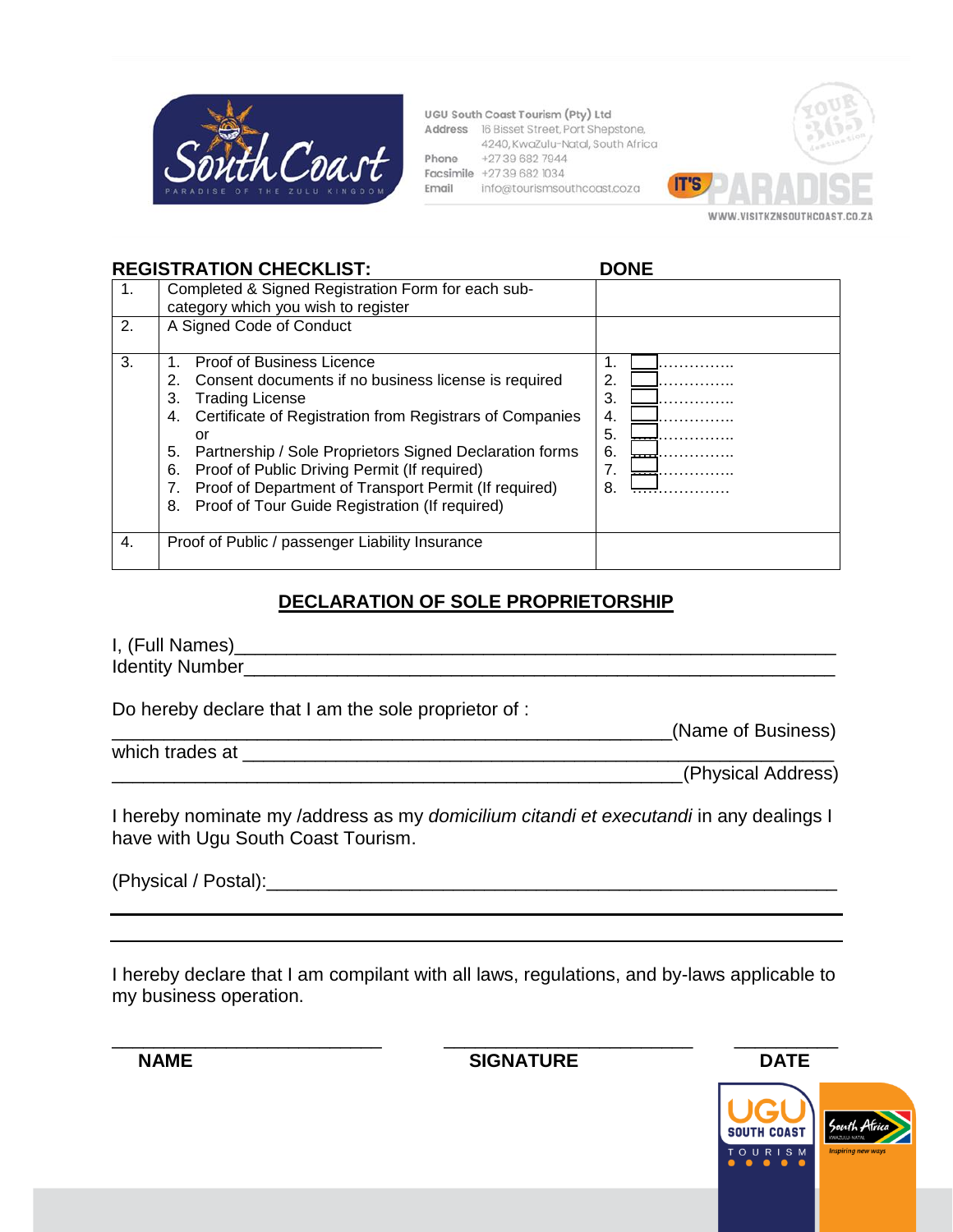UGU South Coast Tourism (Pty) Ltd
Address 16 Bisset Street, Port Shepstone, 4240, KwaZulu-Natal, South Africa
Phone +27 39 682 7944
Facsimile +27 39 682 1034
Email info@tourismsouthcoast.co.za

**REGISTRATION CHECKLIST:**

| | | DONE |
|---|---|---|
| 1. | Completed & Signed Registration Form for each sub-category which you wish to register | |
| 2. | A Signed Code of Conduct | |
| 3. | 1. Proof of Business Licence<br>2. Consent documents if no business license is required<br>3. Trading License<br>4. Certificate of Registration from Registrars of Companies or<br>5. Partnership / Sole Proprietors Signed Declaration forms<br>6. Proof of Public Driving Permit (If required)<br>7. Proof of Department of Transport Permit (If required)<br>8. Proof of Tour Guide Registration (If required) | 1. ☐..............<br>2. ☐..............<br>3. ☐..............<br>4. ☐..............<br>5. ☐..............<br>6. ☐..............<br>7. ☐..............<br>8. ☐.............. |
| 4. | Proof of Public / passenger Liability Insurance | |

## DECLARATION OF SOLE PROPRIETORSHIP

I, (Full Names)_____________________________________________________________
Identity Number_____________________________________________________________

Do hereby declare that I am the sole proprietor of :
_____________________________________________________________(Name of Business)
which trades at _____________________________________________________________
_____________________________________________________________(Physical Address)

I hereby nominate my /address as my *domicilium citandi et executandi* in any dealings I have with Ugu South Coast Tourism.

(Physical / Postal):_____________________________________________________________

_____________________________________________________________

_____________________________________________________________

I hereby declare that I am compilant with all laws, regulations, and by-laws applicable to my business operation.

| ___________________________ | ___________________________ | ___________ |
|---|---|---|
| **NAME** | **SIGNATURE** | **DATE** |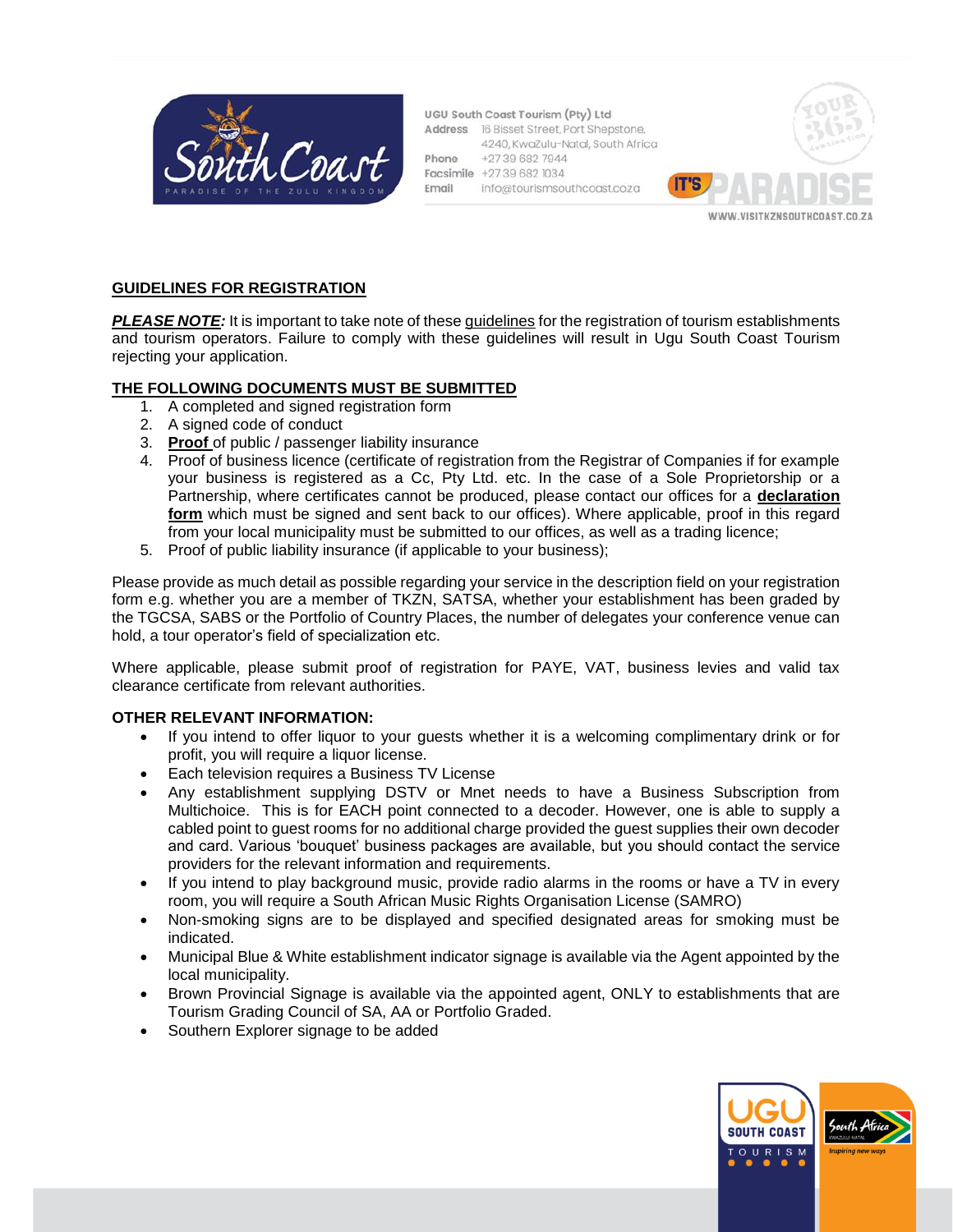## GUIDELINES FOR REGISTRATION

***PLEASE NOTE:*** It is important to take note of these guidelines for the registration of tourism establishments and tourism operators. Failure to comply with these guidelines will result in Ugu South Coast Tourism rejecting your application.

**THE FOLLOWING DOCUMENTS MUST BE SUBMITTED**

1. A completed and signed registration form
2. A signed code of conduct
3. **Proof** of public / passenger liability insurance
4. Proof of business licence (certificate of registration from the Registrar of Companies if for example your business is registered as a Cc, Pty Ltd. etc. In the case of a Sole Proprietorship or a Partnership, where certificates cannot be produced, please contact our offices for a **declaration form** which must be signed and sent back to our offices). Where applicable, proof in this regard from your local municipality must be submitted to our offices, as well as a trading licence;
5. Proof of public liability insurance (if applicable to your business);

Please provide as much detail as possible regarding your service in the description field on your registration form e.g. whether you are a member of TKZN, SATSA, whether your establishment has been graded by the TGCSA, SABS or the Portfolio of Country Places, the number of delegates your conference venue can hold, a tour operator's field of specialization etc.

Where applicable, please submit proof of registration for PAYE, VAT, business levies and valid tax clearance certificate from relevant authorities.

**OTHER RELEVANT INFORMATION:**

- If you intend to offer liquor to your guests whether it is a welcoming complimentary drink or for profit, you will require a liquor license.
- Each television requires a Business TV License
- Any establishment supplying DSTV or Mnet needs to have a Business Subscription from Multichoice. This is for EACH point connected to a decoder. However, one is able to supply a cabled point to guest rooms for no additional charge provided the guest supplies their own decoder and card. Various 'bouquet' business packages are available, but you should contact the service providers for the relevant information and requirements.
- If you intend to play background music, provide radio alarms in the rooms or have a TV in every room, you will require a South African Music Rights Organisation License (SAMRO)
- Non-smoking signs are to be displayed and specified designated areas for smoking must be indicated.
- Municipal Blue & White establishment indicator signage is available via the Agent appointed by the local municipality.
- Brown Provincial Signage is available via the appointed agent, ONLY to establishments that are Tourism Grading Council of SA, AA or Portfolio Graded.
- Southern Explorer signage to be added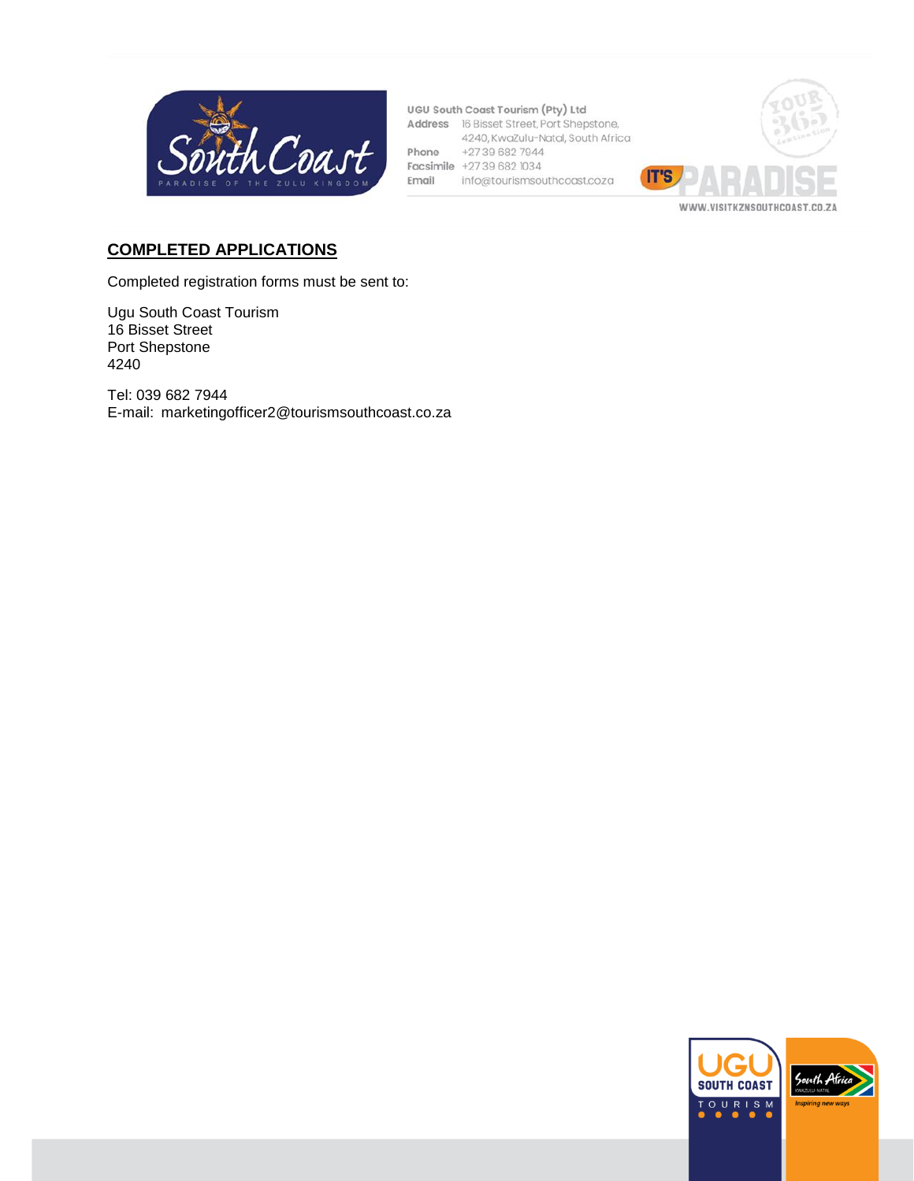## COMPLETED APPLICATIONS

Completed registration forms must be sent to:

Ugu South Coast Tourism
16 Bisset Street
Port Shepstone
4240

Tel: 039 682 7944
E-mail: marketingofficer2@tourismsouthcoast.co.za